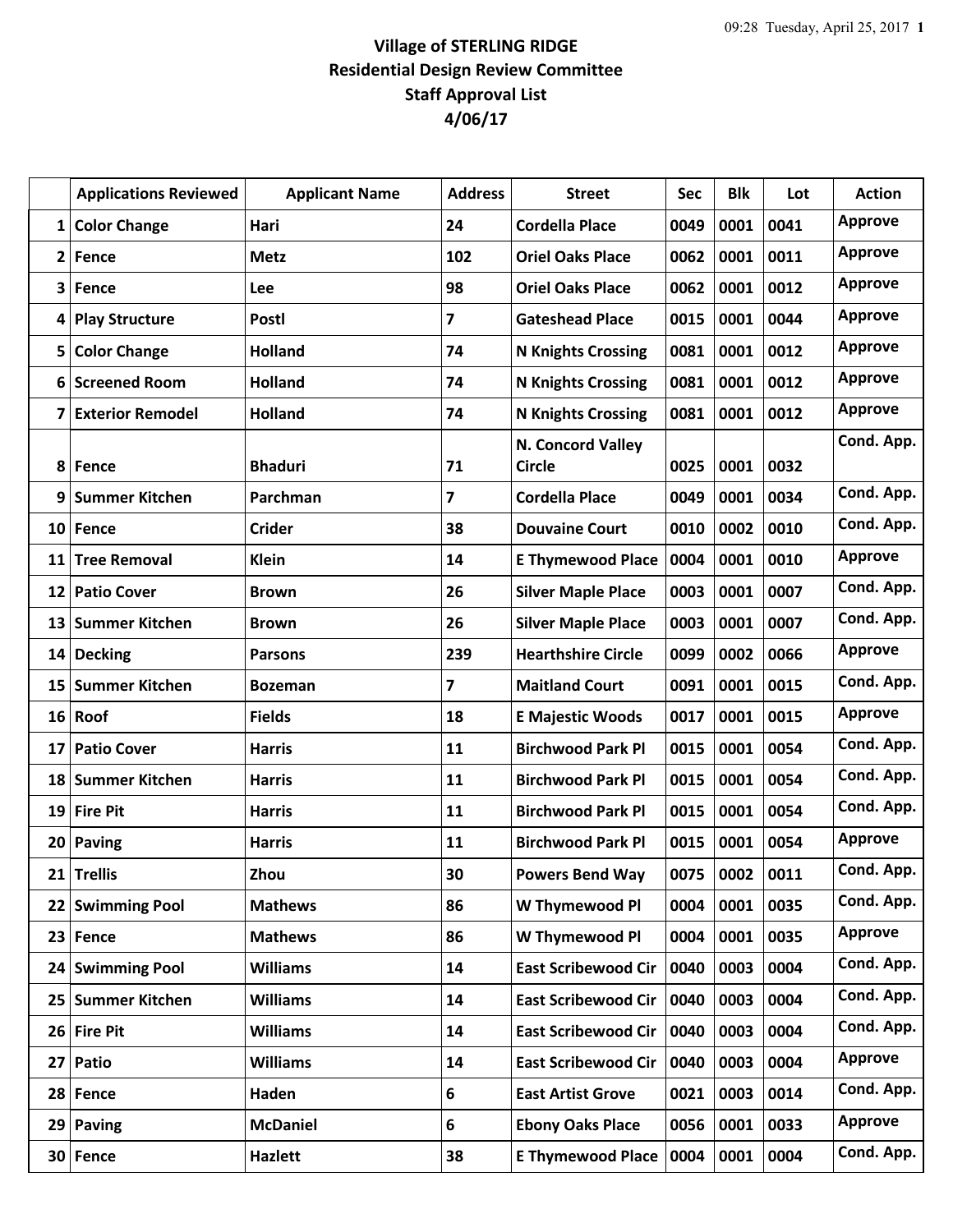# Village of STERLING RIDGE
## Residential Design Review Committee
## Staff Approval List
## 4/06/17

| | Applications Reviewed | Applicant Name | Address | Street | Sec | Blk | Lot | Action |
|---|---|---|---|---|---|---|---|---|
| 1 | Color Change | Hari | 24 | Cordella Place | 0049 | 0001 | 0041 | Approve |
| 2 | Fence | Metz | 102 | Oriel Oaks Place | 0062 | 0001 | 0011 | Approve |
| 3 | Fence | Lee | 98 | Oriel Oaks Place | 0062 | 0001 | 0012 | Approve |
| 4 | Play Structure | Postl | 7 | Gateshead Place | 0015 | 0001 | 0044 | Approve |
| 5 | Color Change | Holland | 74 | N Knights Crossing | 0081 | 0001 | 0012 | Approve |
| 6 | Screened Room | Holland | 74 | N Knights Crossing | 0081 | 0001 | 0012 | Approve |
| 7 | Exterior Remodel | Holland | 74 | N Knights Crossing | 0081 | 0001 | 0012 | Approve |
| 8 | Fence | Bhaduri | 71 | N. Concord Valley Circle | 0025 | 0001 | 0032 | Cond. App. |
| 9 | Summer Kitchen | Parchman | 7 | Cordella Place | 0049 | 0001 | 0034 | Cond. App. |
| 10 | Fence | Crider | 38 | Douvaine Court | 0010 | 0002 | 0010 | Cond. App. |
| 11 | Tree Removal | Klein | 14 | E Thymewood Place | 0004 | 0001 | 0010 | Approve |
| 12 | Patio Cover | Brown | 26 | Silver Maple Place | 0003 | 0001 | 0007 | Cond. App. |
| 13 | Summer Kitchen | Brown | 26 | Silver Maple Place | 0003 | 0001 | 0007 | Cond. App. |
| 14 | Decking | Parsons | 239 | Hearthshire Circle | 0099 | 0002 | 0066 | Approve |
| 15 | Summer Kitchen | Bozeman | 7 | Maitland Court | 0091 | 0001 | 0015 | Cond. App. |
| 16 | Roof | Fields | 18 | E Majestic Woods | 0017 | 0001 | 0015 | Approve |
| 17 | Patio Cover | Harris | 11 | Birchwood Park Pl | 0015 | 0001 | 0054 | Cond. App. |
| 18 | Summer Kitchen | Harris | 11 | Birchwood Park Pl | 0015 | 0001 | 0054 | Cond. App. |
| 19 | Fire Pit | Harris | 11 | Birchwood Park Pl | 0015 | 0001 | 0054 | Cond. App. |
| 20 | Paving | Harris | 11 | Birchwood Park Pl | 0015 | 0001 | 0054 | Approve |
| 21 | Trellis | Zhou | 30 | Powers Bend Way | 0075 | 0002 | 0011 | Cond. App. |
| 22 | Swimming Pool | Mathews | 86 | W Thymewood Pl | 0004 | 0001 | 0035 | Cond. App. |
| 23 | Fence | Mathews | 86 | W Thymewood Pl | 0004 | 0001 | 0035 | Approve |
| 24 | Swimming Pool | Williams | 14 | East Scribewood Cir | 0040 | 0003 | 0004 | Cond. App. |
| 25 | Summer Kitchen | Williams | 14 | East Scribewood Cir | 0040 | 0003 | 0004 | Cond. App. |
| 26 | Fire Pit | Williams | 14 | East Scribewood Cir | 0040 | 0003 | 0004 | Cond. App. |
| 27 | Patio | Williams | 14 | East Scribewood Cir | 0040 | 0003 | 0004 | Approve |
| 28 | Fence | Haden | 6 | East Artist Grove | 0021 | 0003 | 0014 | Cond. App. |
| 29 | Paving | McDaniel | 6 | Ebony Oaks Place | 0056 | 0001 | 0033 | Approve |
| 30 | Fence | Hazlett | 38 | E Thymewood Place | 0004 | 0001 | 0004 | Cond. App. |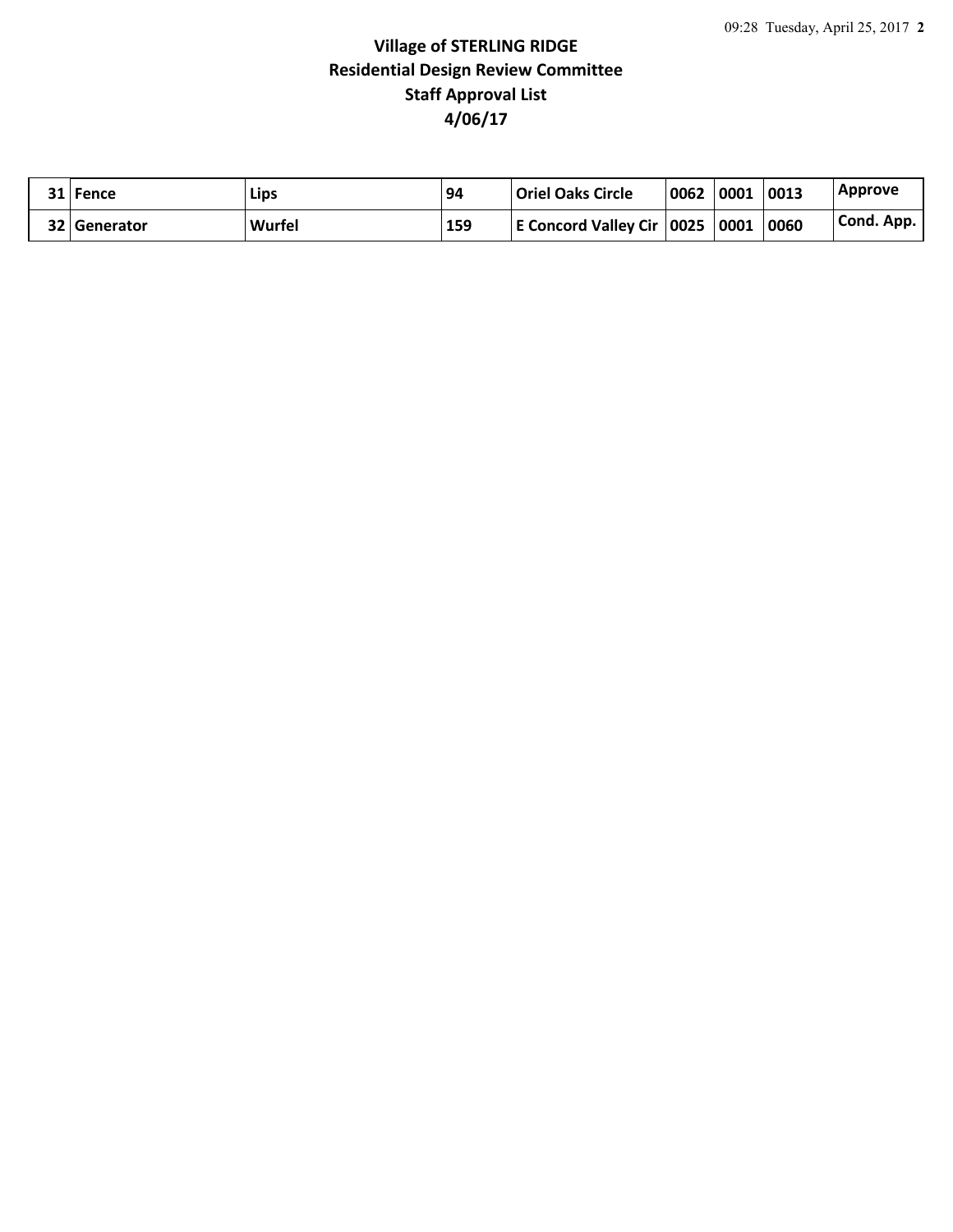**Village of STERLING RIDGE**
**Residential Design Review Committee**
**Staff Approval List**
**4/06/17**

| | | | | | | | | |
|---|---|---|---|---|---|---|---|---|
| 31 | Fence | Lips | 94 | Oriel Oaks Circle | 0062 | 0001 | 0013 | Approve |
| 32 | Generator | Wurfel | 159 | E Concord Valley Cir | 0025 | 0001 | 0060 | Cond. App. |